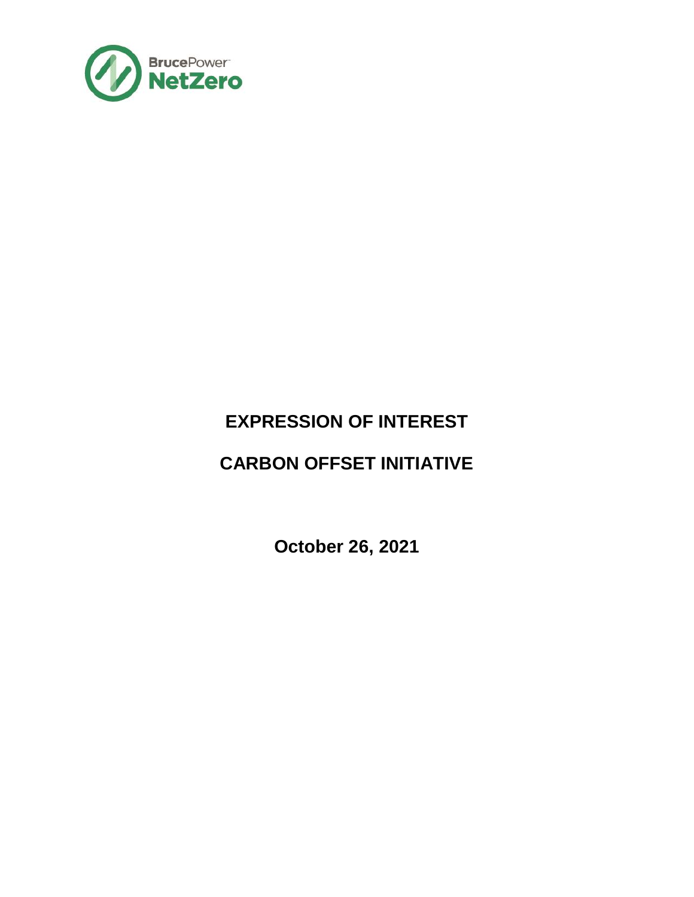BrucePower NetZero

# EXPRESSION OF INTEREST

# CARBON OFFSET INITIATIVE

**October 26, 2021**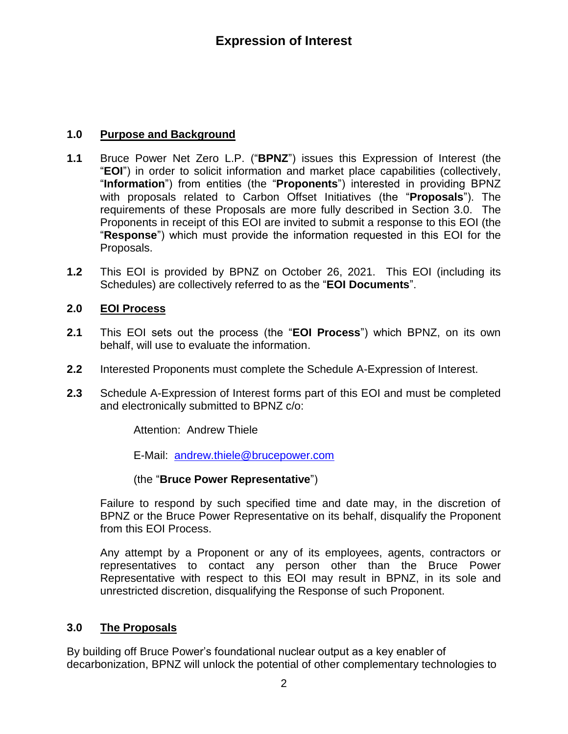# Expression of Interest

## 1.0 Purpose and Background

**1.1** Bruce Power Net Zero L.P. ("**BPNZ**") issues this Expression of Interest (the "**EOI**") in order to solicit information and market place capabilities (collectively, "**Information**") from entities (the "**Proponents**") interested in providing BPNZ with proposals related to Carbon Offset Initiatives (the "**Proposals**"). The requirements of these Proposals are more fully described in Section 3.0. The Proponents in receipt of this EOI are invited to submit a response to this EOI (the "**Response**") which must provide the information requested in this EOI for the Proposals.

**1.2** This EOI is provided by BPNZ on October 26, 2021. This EOI (including its Schedules) are collectively referred to as the "**EOI Documents**".

## 2.0 EOI Process

**2.1** This EOI sets out the process (the "**EOI Process**") which BPNZ, on its own behalf, will use to evaluate the information.

**2.2** Interested Proponents must complete the Schedule A-Expression of Interest.

**2.3** Schedule A-Expression of Interest forms part of this EOI and must be completed and electronically submitted to BPNZ c/o:

Attention: Andrew Thiele

E-Mail: andrew.thiele@brucepower.com

(the "**Bruce Power Representative**")

Failure to respond by such specified time and date may, in the discretion of BPNZ or the Bruce Power Representative on its behalf, disqualify the Proponent from this EOI Process.

Any attempt by a Proponent or any of its employees, agents, contractors or representatives to contact any person other than the Bruce Power Representative with respect to this EOI may result in BPNZ, in its sole and unrestricted discretion, disqualifying the Response of such Proponent.

## 3.0 The Proposals

By building off Bruce Power's foundational nuclear output as a key enabler of decarbonization, BPNZ will unlock the potential of other complementary technologies to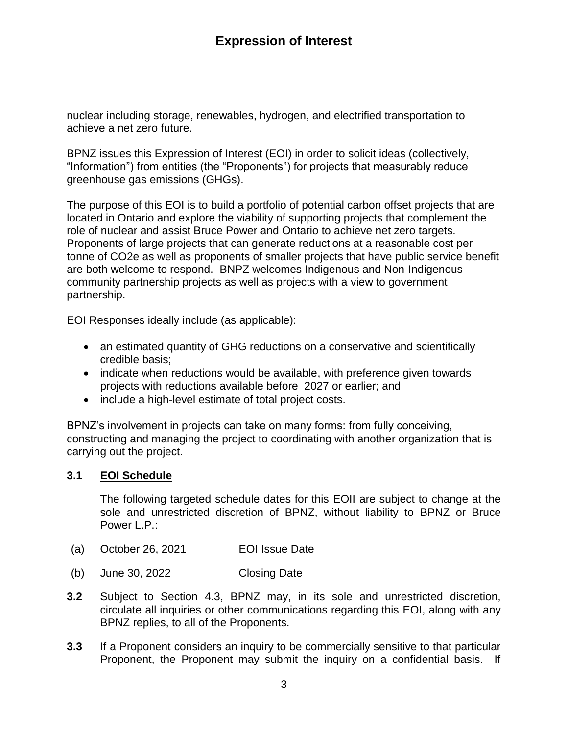nuclear including storage, renewables, hydrogen, and electrified transportation to achieve a net zero future.

BPNZ issues this Expression of Interest (EOI) in order to solicit ideas (collectively, "Information") from entities (the "Proponents") for projects that measurably reduce greenhouse gas emissions (GHGs).

The purpose of this EOI is to build a portfolio of potential carbon offset projects that are located in Ontario and explore the viability of supporting projects that complement the role of nuclear and assist Bruce Power and Ontario to achieve net zero targets. Proponents of large projects that can generate reductions at a reasonable cost per tonne of CO2e as well as proponents of smaller projects that have public service benefit are both welcome to respond. BNPZ welcomes Indigenous and Non-Indigenous community partnership projects as well as projects with a view to government partnership.

EOI Responses ideally include (as applicable):

- an estimated quantity of GHG reductions on a conservative and scientifically credible basis;
- indicate when reductions would be available, with preference given towards projects with reductions available before 2027 or earlier; and
- include a high-level estimate of total project costs.

BPNZ's involvement in projects can take on many forms: from fully conceiving, constructing and managing the project to coordinating with another organization that is carrying out the project.

### 3.1 EOI Schedule

The following targeted schedule dates for this EOII are subject to change at the sole and unrestricted discretion of BPNZ, without liability to BPNZ or Bruce Power L.P.:

(a) October 26, 2021 EOI Issue Date

(b) June 30, 2022 Closing Date

**3.2** Subject to Section 4.3, BPNZ may, in its sole and unrestricted discretion, circulate all inquiries or other communications regarding this EOI, along with any BPNZ replies, to all of the Proponents.

**3.3** If a Proponent considers an inquiry to be commercially sensitive to that particular Proponent, the Proponent may submit the inquiry on a confidential basis. If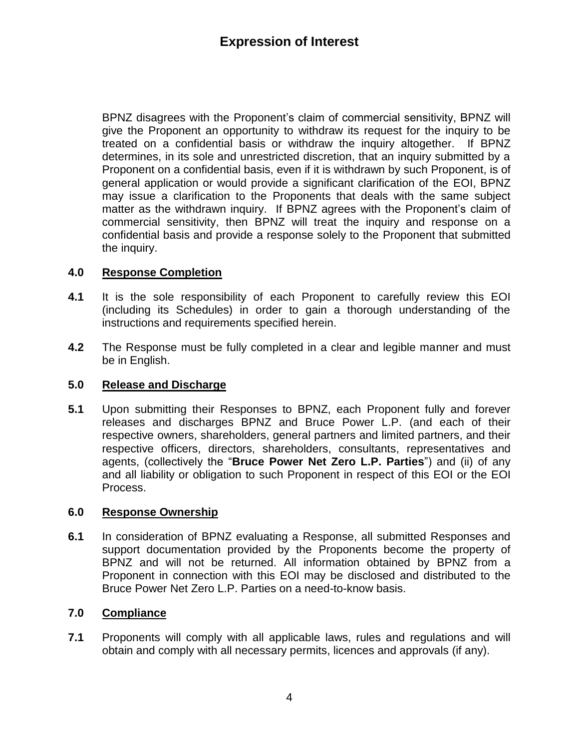BPNZ disagrees with the Proponent's claim of commercial sensitivity, BPNZ will give the Proponent an opportunity to withdraw its request for the inquiry to be treated on a confidential basis or withdraw the inquiry altogether. If BPNZ determines, in its sole and unrestricted discretion, that an inquiry submitted by a Proponent on a confidential basis, even if it is withdrawn by such Proponent, is of general application or would provide a significant clarification of the EOI, BPNZ may issue a clarification to the Proponents that deals with the same subject matter as the withdrawn inquiry. If BPNZ agrees with the Proponent's claim of commercial sensitivity, then BPNZ will treat the inquiry and response on a confidential basis and provide a response solely to the Proponent that submitted the inquiry.

## 4.0 Response Completion

**4.1** It is the sole responsibility of each Proponent to carefully review this EOI (including its Schedules) in order to gain a thorough understanding of the instructions and requirements specified herein.

**4.2** The Response must be fully completed in a clear and legible manner and must be in English.

## 5.0 Release and Discharge

**5.1** Upon submitting their Responses to BPNZ, each Proponent fully and forever releases and discharges BPNZ and Bruce Power L.P. (and each of their respective owners, shareholders, general partners and limited partners, and their respective officers, directors, shareholders, consultants, representatives and agents, (collectively the "**Bruce Power Net Zero L.P. Parties**") and (ii) of any and all liability or obligation to such Proponent in respect of this EOI or the EOI Process.

## 6.0 Response Ownership

**6.1** In consideration of BPNZ evaluating a Response, all submitted Responses and support documentation provided by the Proponents become the property of BPNZ and will not be returned. All information obtained by BPNZ from a Proponent in connection with this EOI may be disclosed and distributed to the Bruce Power Net Zero L.P. Parties on a need-to-know basis.

## 7.0 Compliance

**7.1** Proponents will comply with all applicable laws, rules and regulations and will obtain and comply with all necessary permits, licences and approvals (if any).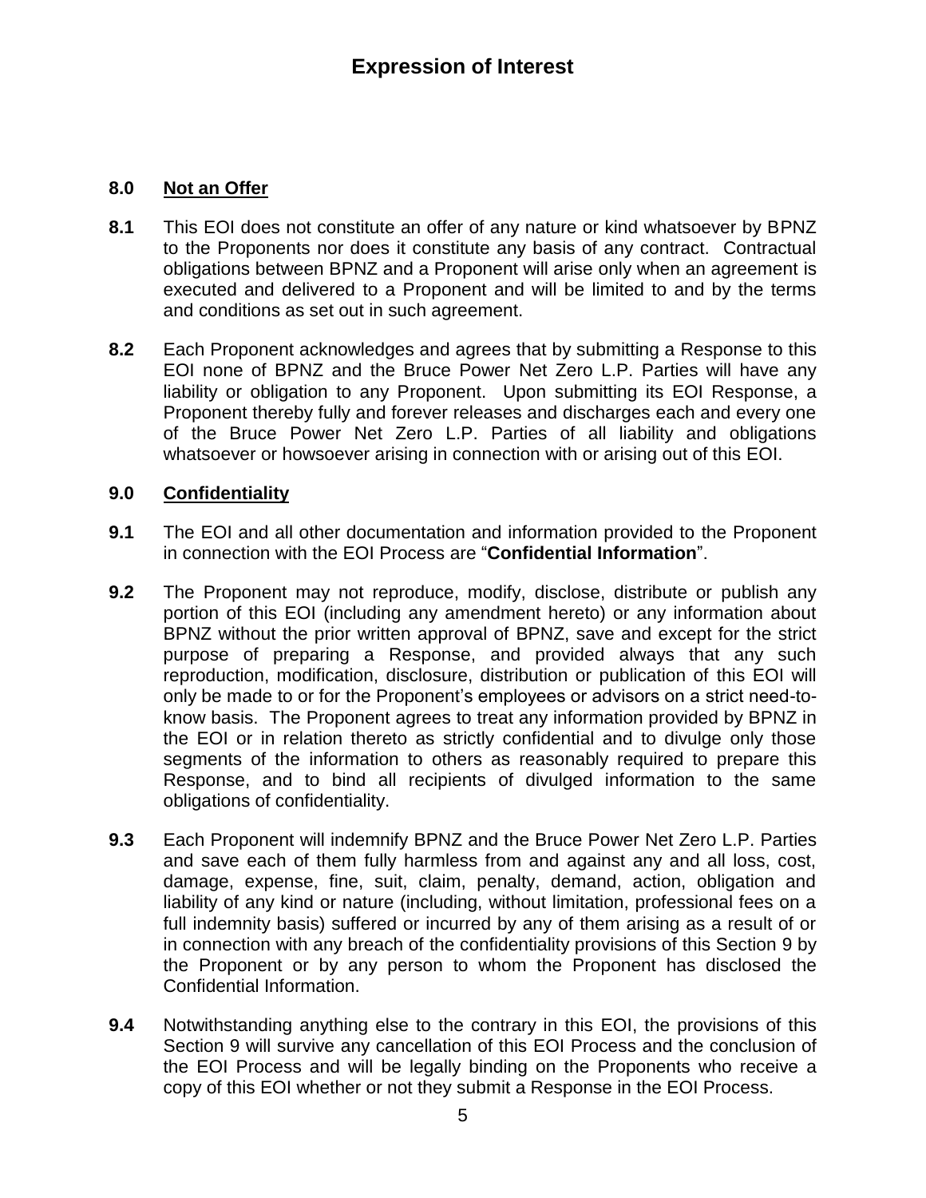## 8.0 Not an Offer

**8.1** This EOI does not constitute an offer of any nature or kind whatsoever by BPNZ to the Proponents nor does it constitute any basis of any contract. Contractual obligations between BPNZ and a Proponent will arise only when an agreement is executed and delivered to a Proponent and will be limited to and by the terms and conditions as set out in such agreement.

**8.2** Each Proponent acknowledges and agrees that by submitting a Response to this EOI none of BPNZ and the Bruce Power Net Zero L.P. Parties will have any liability or obligation to any Proponent. Upon submitting its EOI Response, a Proponent thereby fully and forever releases and discharges each and every one of the Bruce Power Net Zero L.P. Parties of all liability and obligations whatsoever or howsoever arising in connection with or arising out of this EOI.

## 9.0 Confidentiality

**9.1** The EOI and all other documentation and information provided to the Proponent in connection with the EOI Process are "**Confidential Information**".

**9.2** The Proponent may not reproduce, modify, disclose, distribute or publish any portion of this EOI (including any amendment hereto) or any information about BPNZ without the prior written approval of BPNZ, save and except for the strict purpose of preparing a Response, and provided always that any such reproduction, modification, disclosure, distribution or publication of this EOI will only be made to or for the Proponent's employees or advisors on a strict need-to-know basis. The Proponent agrees to treat any information provided by BPNZ in the EOI or in relation thereto as strictly confidential and to divulge only those segments of the information to others as reasonably required to prepare this Response, and to bind all recipients of divulged information to the same obligations of confidentiality.

**9.3** Each Proponent will indemnify BPNZ and the Bruce Power Net Zero L.P. Parties and save each of them fully harmless from and against any and all loss, cost, damage, expense, fine, suit, claim, penalty, demand, action, obligation and liability of any kind or nature (including, without limitation, professional fees on a full indemnity basis) suffered or incurred by any of them arising as a result of or in connection with any breach of the confidentiality provisions of this Section 9 by the Proponent or by any person to whom the Proponent has disclosed the Confidential Information.

**9.4** Notwithstanding anything else to the contrary in this EOI, the provisions of this Section 9 will survive any cancellation of this EOI Process and the conclusion of the EOI Process and will be legally binding on the Proponents who receive a copy of this EOI whether or not they submit a Response in the EOI Process.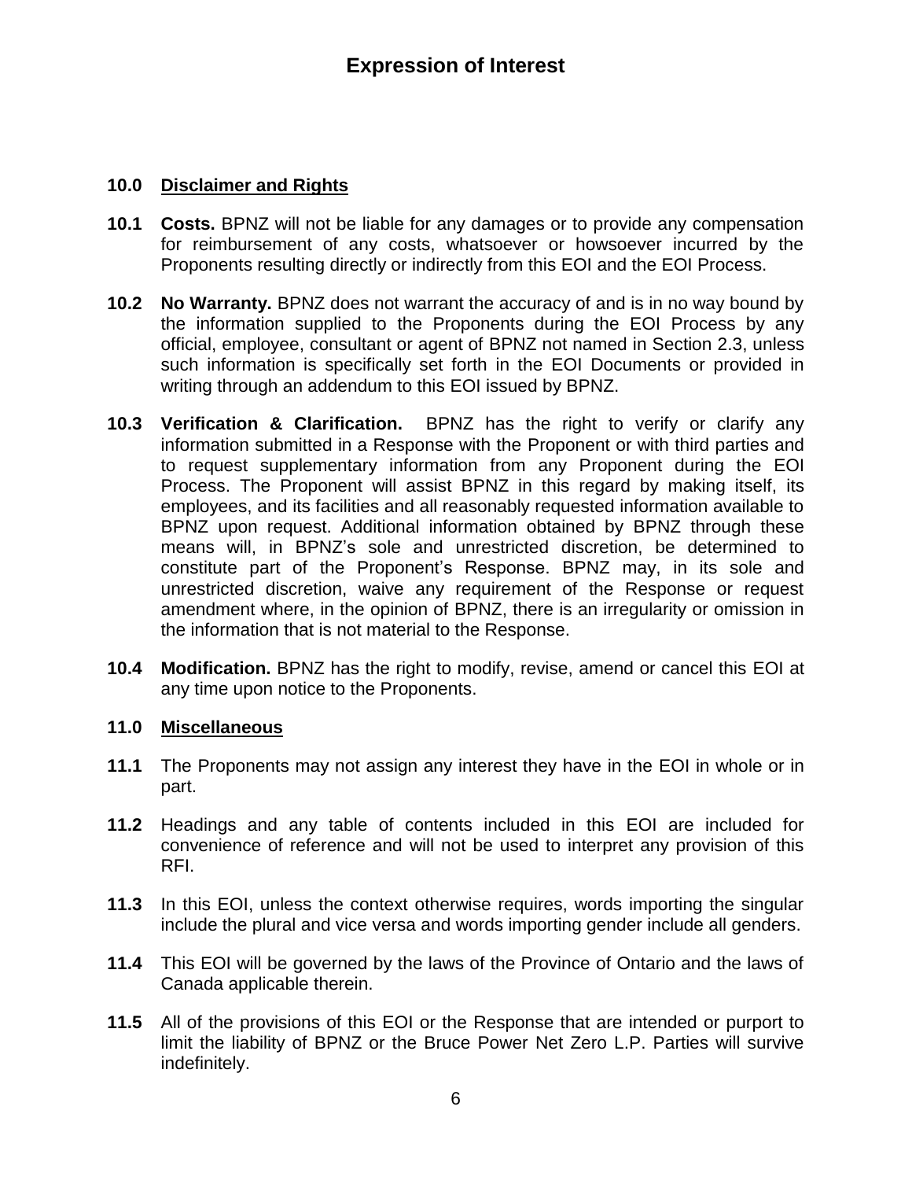## 10.0 Disclaimer and Rights

**10.1 Costs.** BPNZ will not be liable for any damages or to provide any compensation for reimbursement of any costs, whatsoever or howsoever incurred by the Proponents resulting directly or indirectly from this EOI and the EOI Process.

**10.2 No Warranty.** BPNZ does not warrant the accuracy of and is in no way bound by the information supplied to the Proponents during the EOI Process by any official, employee, consultant or agent of BPNZ not named in Section 2.3, unless such information is specifically set forth in the EOI Documents or provided in writing through an addendum to this EOI issued by BPNZ.

**10.3 Verification & Clarification.** BPNZ has the right to verify or clarify any information submitted in a Response with the Proponent or with third parties and to request supplementary information from any Proponent during the EOI Process. The Proponent will assist BPNZ in this regard by making itself, its employees, and its facilities and all reasonably requested information available to BPNZ upon request. Additional information obtained by BPNZ through these means will, in BPNZ's sole and unrestricted discretion, be determined to constitute part of the Proponent's Response. BPNZ may, in its sole and unrestricted discretion, waive any requirement of the Response or request amendment where, in the opinion of BPNZ, there is an irregularity or omission in the information that is not material to the Response.

**10.4 Modification.** BPNZ has the right to modify, revise, amend or cancel this EOI at any time upon notice to the Proponents.

## 11.0 Miscellaneous

**11.1** The Proponents may not assign any interest they have in the EOI in whole or in part.

**11.2** Headings and any table of contents included in this EOI are included for convenience of reference and will not be used to interpret any provision of this RFI.

**11.3** In this EOI, unless the context otherwise requires, words importing the singular include the plural and vice versa and words importing gender include all genders.

**11.4** This EOI will be governed by the laws of the Province of Ontario and the laws of Canada applicable therein.

**11.5** All of the provisions of this EOI or the Response that are intended or purport to limit the liability of BPNZ or the Bruce Power Net Zero L.P. Parties will survive indefinitely.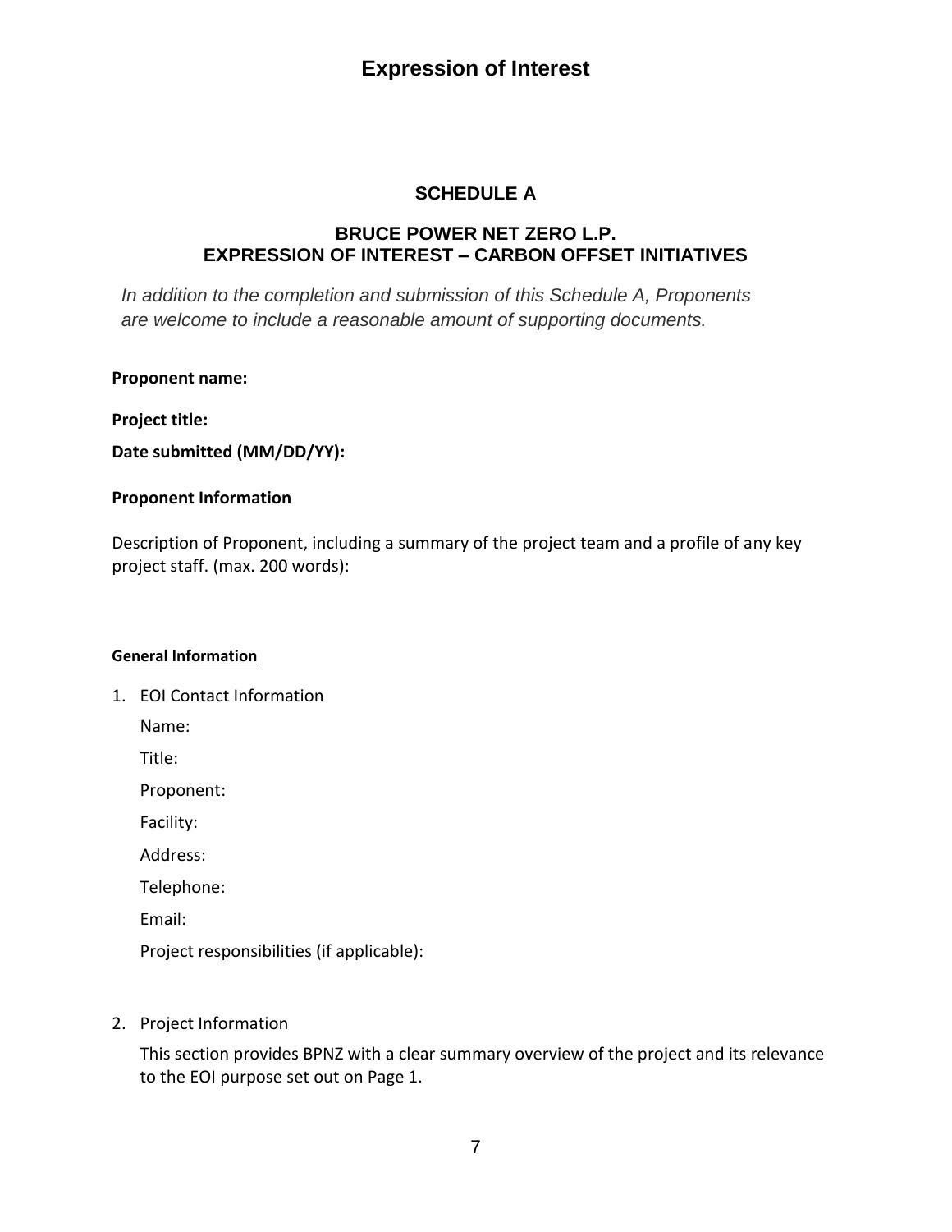## SCHEDULE A

## BRUCE POWER NET ZERO L.P.
## EXPRESSION OF INTEREST – CARBON OFFSET INITIATIVES

*In addition to the completion and submission of this Schedule A, Proponents are welcome to include a reasonable amount of supporting documents.*

**Proponent name:**

**Project title:**

**Date submitted (MM/DD/YY):**

**Proponent Information**

Description of Proponent, including a summary of the project team and a profile of any key project staff. (max. 200 words):

**General Information**

1. EOI Contact Information

   Name:

   Title:

   Proponent:

   Facility:

   Address:

   Telephone:

   Email:

   Project responsibilities (if applicable):

2. Project Information

   This section provides BPNZ with a clear summary overview of the project and its relevance to the EOI purpose set out on Page 1.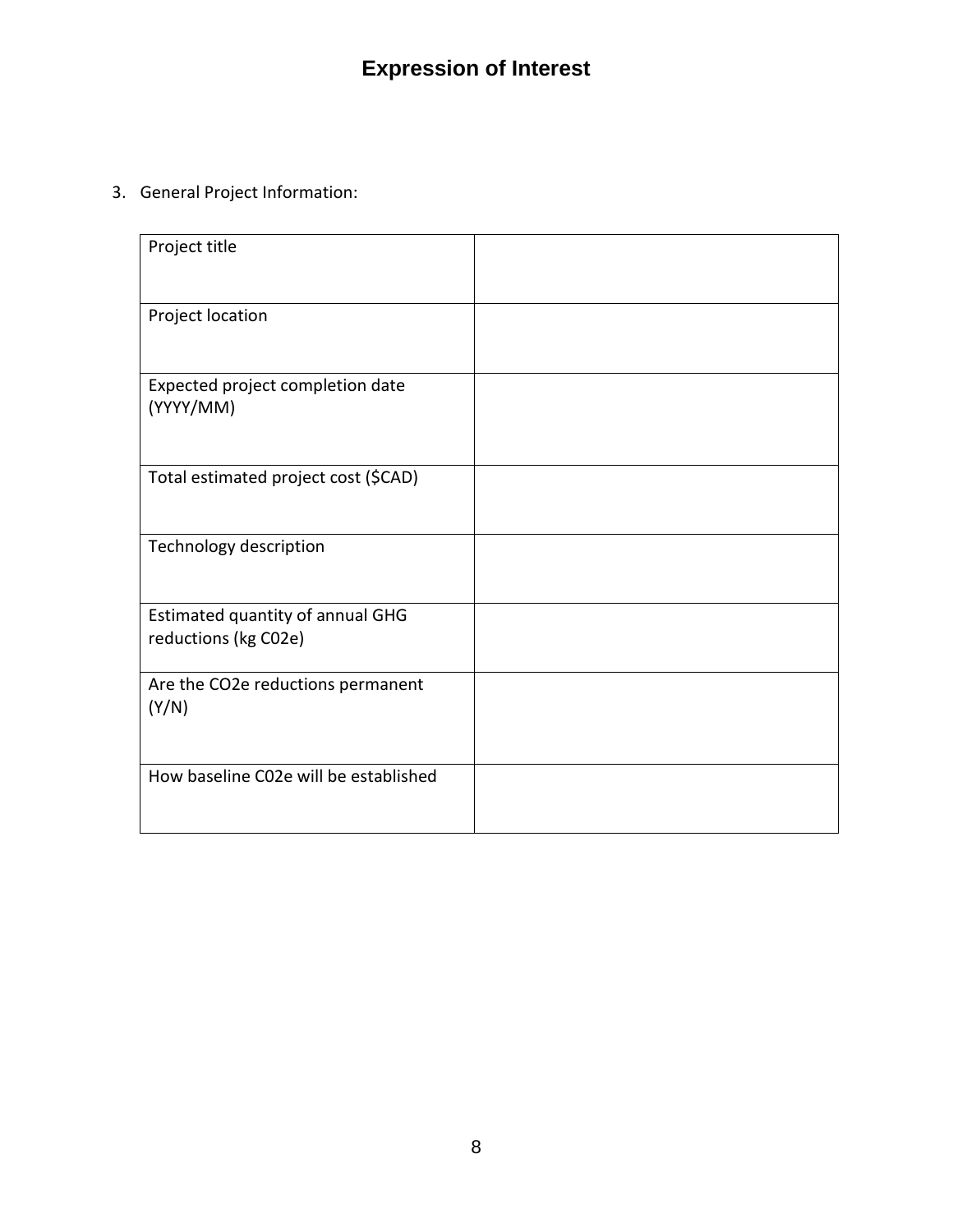# Expression of Interest

3. General Project Information:

| | |
|---|---|
| Project title | |
| Project location | |
| Expected project completion date (YYYY/MM) | |
| Total estimated project cost ($CAD) | |
| Technology description | |
| Estimated quantity of annual GHG reductions (kg C02e) | |
| Are the CO2e reductions permanent (Y/N) | |
| How baseline C02e will be established | |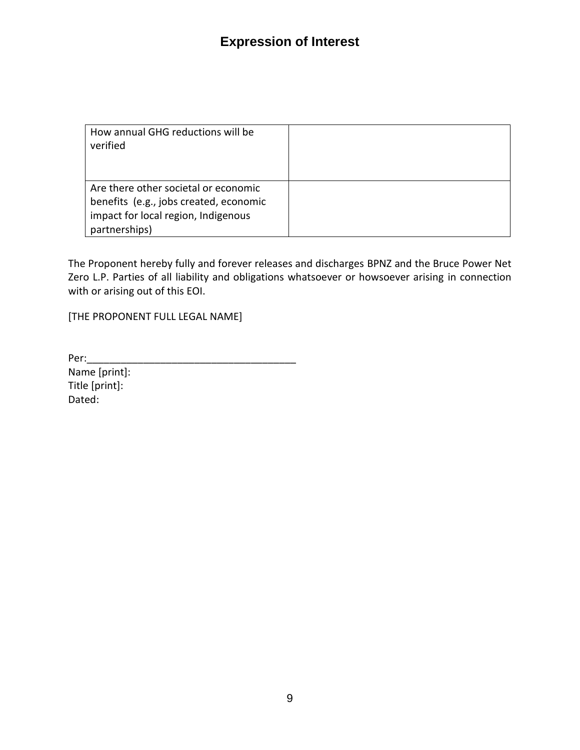| | |
|---|---|
| How annual GHG reductions will be verified | |
| Are there other societal or economic benefits (e.g., jobs created, economic impact for local region, Indigenous partnerships) | |

The Proponent hereby fully and forever releases and discharges BPNZ and the Bruce Power Net Zero L.P. Parties of all liability and obligations whatsoever or howsoever arising in connection with or arising out of this EOI.

[THE PROPONENT FULL LEGAL NAME]

Per:_____________________________________
Name [print]:
Title [print]:
Dated: